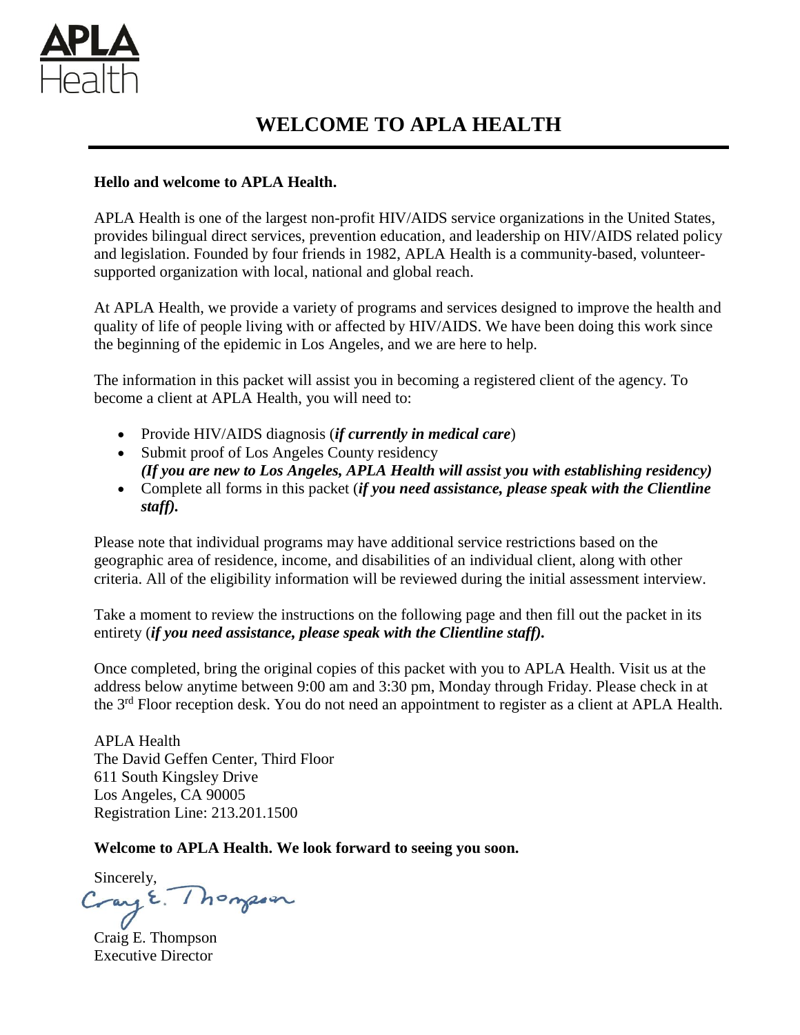APLA Health

# WELCOME TO APLA HEALTH

**Hello and welcome to APLA Health.**

APLA Health is one of the largest non-profit HIV/AIDS service organizations in the United States, provides bilingual direct services, prevention education, and leadership on HIV/AIDS related policy and legislation. Founded by four friends in 1982, APLA Health is a community-based, volunteer-supported organization with local, national and global reach.

At APLA Health, we provide a variety of programs and services designed to improve the health and quality of life of people living with or affected by HIV/AIDS. We have been doing this work since the beginning of the epidemic in Los Angeles, and we are here to help.

The information in this packet will assist you in becoming a registered client of the agency. To become a client at APLA Health, you will need to:

- Provide HIV/AIDS diagnosis (***if currently in medical care***)
- Submit proof of Los Angeles County residency
  ***(If you are new to Los Angeles, APLA Health will assist you with establishing residency)***
- Complete all forms in this packet (***if you need assistance, please speak with the Clientline staff).***

Please note that individual programs may have additional service restrictions based on the geographic area of residence, income, and disabilities of an individual client, along with other criteria. All of the eligibility information will be reviewed during the initial assessment interview.

Take a moment to review the instructions on the following page and then fill out the packet in its entirety (***if you need assistance, please speak with the Clientline staff).***

Once completed, bring the original copies of this packet with you to APLA Health. Visit us at the address below anytime between 9:00 am and 3:30 pm, Monday through Friday. Please check in at the 3rd Floor reception desk. You do not need an appointment to register as a client at APLA Health.

APLA Health
The David Geffen Center, Third Floor
611 South Kingsley Drive
Los Angeles, CA 90005
Registration Line: 213.201.1500

**Welcome to APLA Health. We look forward to seeing you soon.**

Sincerely,

Craig E. Thompson
Executive Director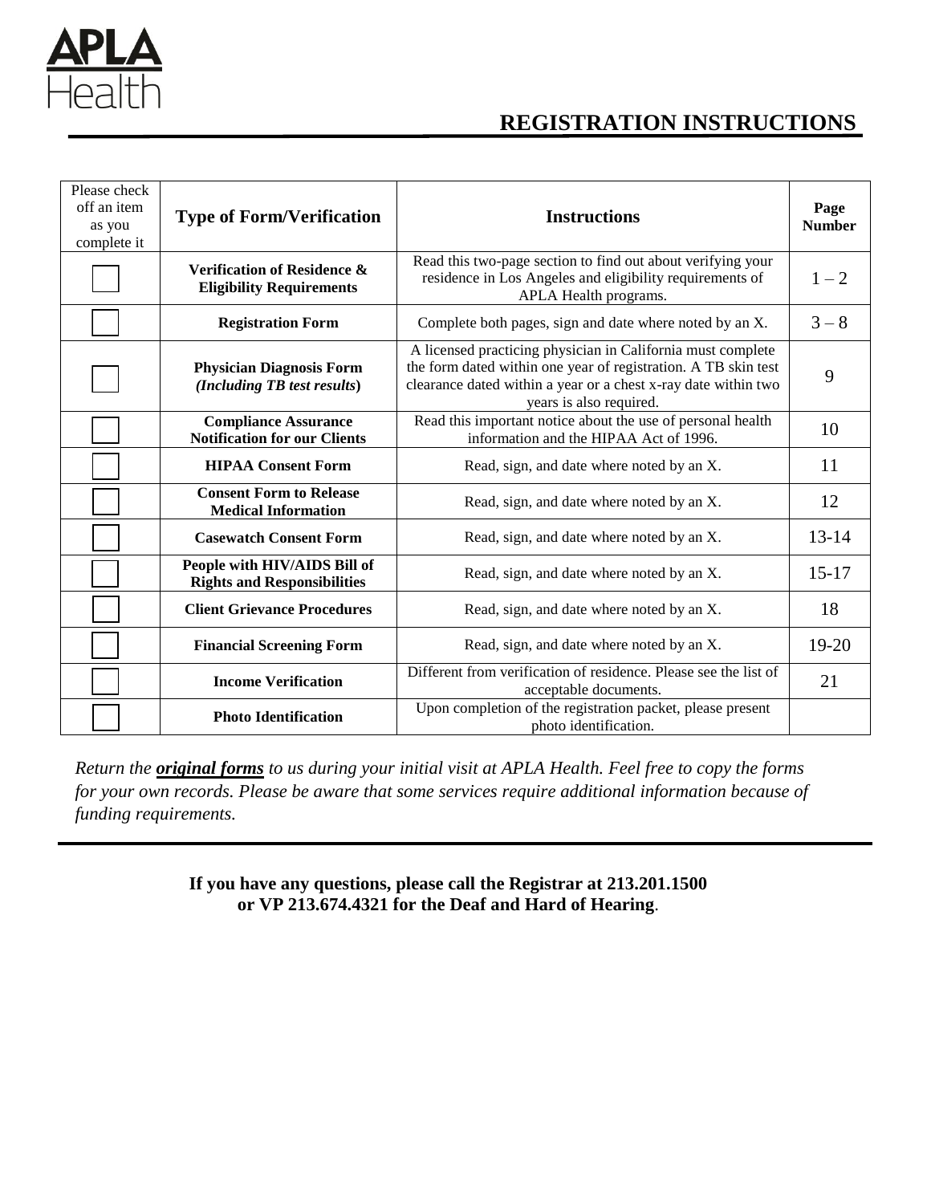APLA Health

# REGISTRATION INSTRUCTIONS

| Please check off an item as you complete it | Type of Form/Verification | Instructions | Page Number |
|---|---|---|---|
| ☐ | **Verification of Residence & Eligibility Requirements** | Read this two-page section to find out about verifying your residence in Los Angeles and eligibility requirements of APLA Health programs. | 1 – 2 |
| ☐ | **Registration Form** | Complete both pages, sign and date where noted by an X. | 3 – 8 |
| ☐ | **Physician Diagnosis Form** ***(Including TB test results)*** | A licensed practicing physician in California must complete the form dated within one year of registration. A TB skin test clearance dated within a year or a chest x-ray date within two years is also required. | 9 |
| ☐ | **Compliance Assurance Notification for our Clients** | Read this important notice about the use of personal health information and the HIPAA Act of 1996. | 10 |
| ☐ | **HIPAA Consent Form** | Read, sign, and date where noted by an X. | 11 |
| ☐ | **Consent Form to Release Medical Information** | Read, sign, and date where noted by an X. | 12 |
| ☐ | **Casewatch Consent Form** | Read, sign, and date where noted by an X. | 13-14 |
| ☐ | **People with HIV/AIDS Bill of Rights and Responsibilities** | Read, sign, and date where noted by an X. | 15-17 |
| ☐ | **Client Grievance Procedures** | Read, sign, and date where noted by an X. | 18 |
| ☐ | **Financial Screening Form** | Read, sign, and date where noted by an X. | 19-20 |
| ☐ | **Income Verification** | Different from verification of residence. Please see the list of acceptable documents. | 21 |
| ☐ | **Photo Identification** | Upon completion of the registration packet, please present photo identification. | |

*Return the* ***original forms*** *to us during your initial visit at APLA Health. Feel free to copy the forms for your own records. Please be aware that some services require additional information because of funding requirements.*

---

**If you have any questions, please call the Registrar at 213.201.1500 or VP 213.674.4321 for the Deaf and Hard of Hearing**.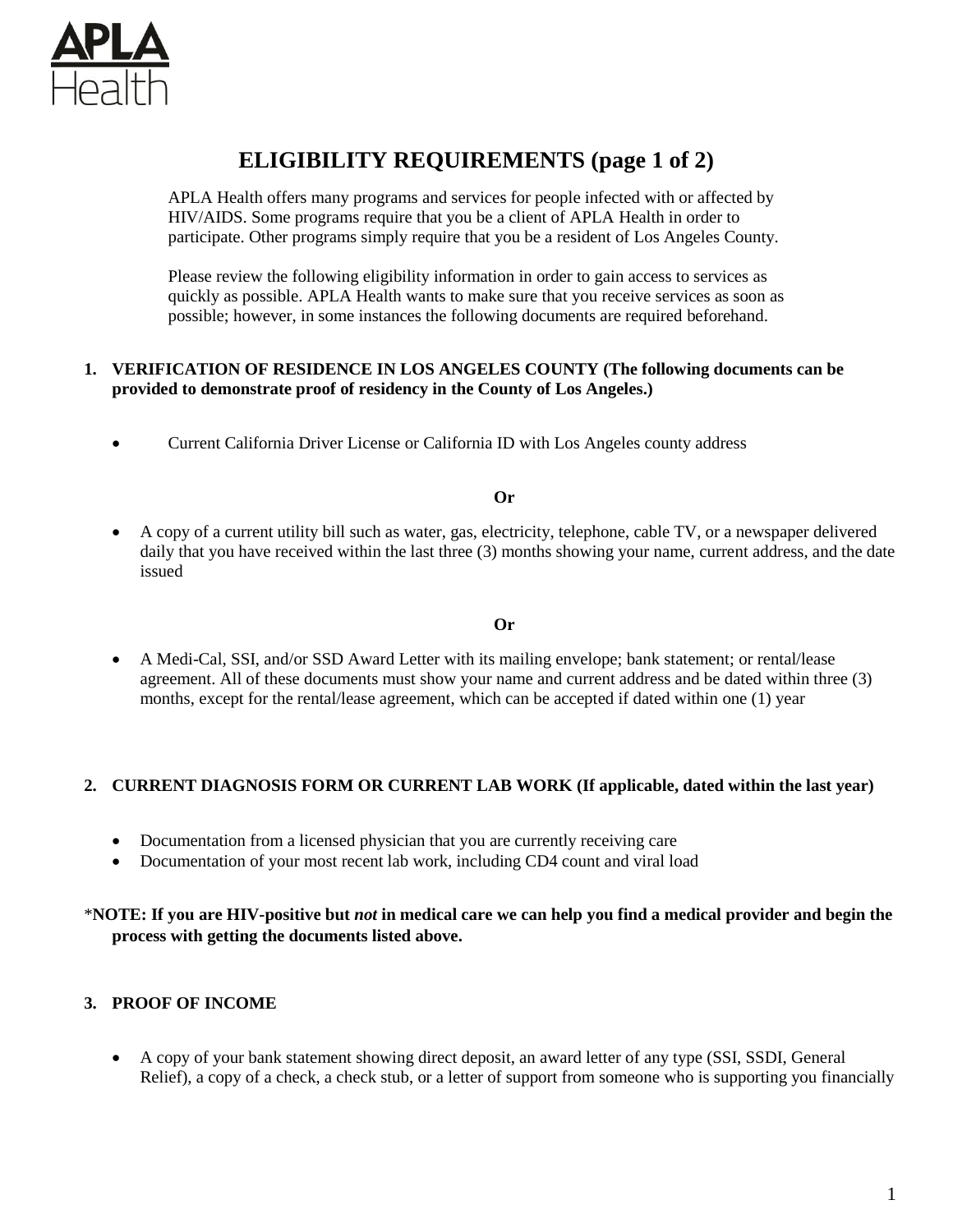APLA Health

# ELIGIBILITY REQUIREMENTS (page 1 of 2)

APLA Health offers many programs and services for people infected with or affected by HIV/AIDS. Some programs require that you be a client of APLA Health in order to participate. Other programs simply require that you be a resident of Los Angeles County.

Please review the following eligibility information in order to gain access to services as quickly as possible. APLA Health wants to make sure that you receive services as soon as possible; however, in some instances the following documents are required beforehand.

**1. VERIFICATION OF RESIDENCE IN LOS ANGELES COUNTY (The following documents can be provided to demonstrate proof of residency in the County of Los Angeles.)**

- Current California Driver License or California ID with Los Angeles county address

**Or**

- A copy of a current utility bill such as water, gas, electricity, telephone, cable TV, or a newspaper delivered daily that you have received within the last three (3) months showing your name, current address, and the date issued

**Or**

- A Medi-Cal, SSI, and/or SSD Award Letter with its mailing envelope; bank statement; or rental/lease agreement. All of these documents must show your name and current address and be dated within three (3) months, except for the rental/lease agreement, which can be accepted if dated within one (1) year

**2. CURRENT DIAGNOSIS FORM OR CURRENT LAB WORK (If applicable, dated within the last year)**

- Documentation from a licensed physician that you are currently receiving care
- Documentation of your most recent lab work, including CD4 count and viral load

*__NOTE: If you are HIV-positive but *not* in medical care we can help you find a medical provider and begin the process with getting the documents listed above.__

**3. PROOF OF INCOME**

- A copy of your bank statement showing direct deposit, an award letter of any type (SSI, SSDI, General Relief), a copy of a check, a check stub, or a letter of support from someone who is supporting you financially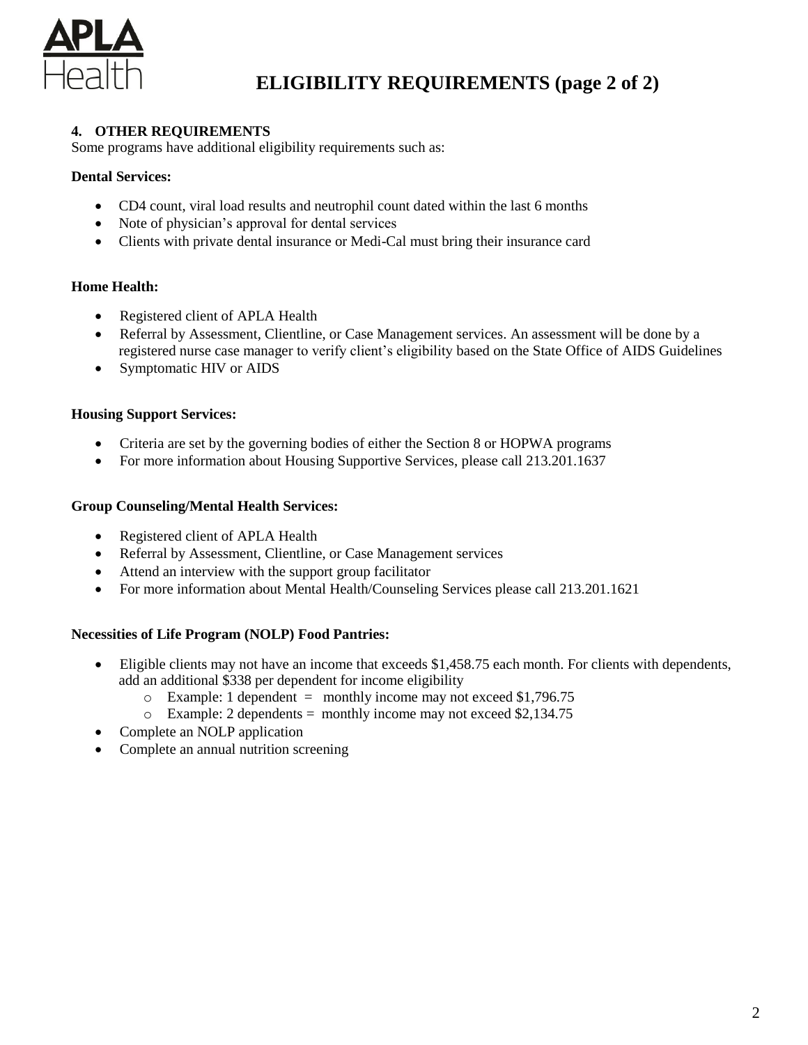# ELIGIBILITY REQUIREMENTS (page 2 of 2)

**4. OTHER REQUIREMENTS**

Some programs have additional eligibility requirements such as:

**Dental Services:**

- CD4 count, viral load results and neutrophil count dated within the last 6 months
- Note of physician's approval for dental services
- Clients with private dental insurance or Medi-Cal must bring their insurance card

**Home Health:**

- Registered client of APLA Health
- Referral by Assessment, Clientline, or Case Management services. An assessment will be done by a registered nurse case manager to verify client's eligibility based on the State Office of AIDS Guidelines
- Symptomatic HIV or AIDS

**Housing Support Services:**

- Criteria are set by the governing bodies of either the Section 8 or HOPWA programs
- For more information about Housing Supportive Services, please call 213.201.1637

**Group Counseling/Mental Health Services:**

- Registered client of APLA Health
- Referral by Assessment, Clientline, or Case Management services
- Attend an interview with the support group facilitator
- For more information about Mental Health/Counseling Services please call 213.201.1621

**Necessities of Life Program (NOLP) Food Pantries:**

- Eligible clients may not have an income that exceeds $1,458.75 each month. For clients with dependents, add an additional $338 per dependent for income eligibility
  - Example: 1 dependent = monthly income may not exceed $1,796.75
  - Example: 2 dependents = monthly income may not exceed $2,134.75
- Complete an NOLP application
- Complete an annual nutrition screening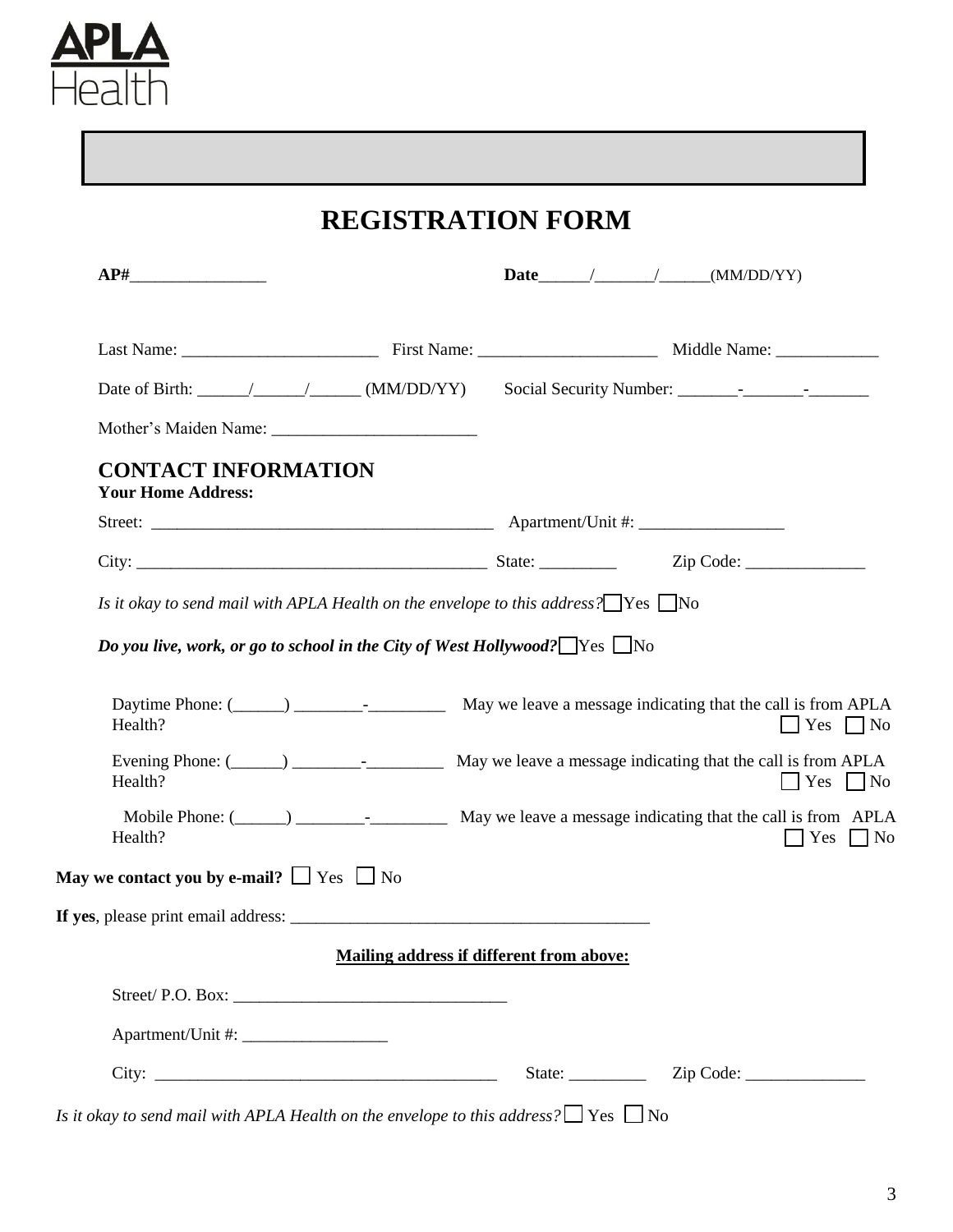APLA Health

# REGISTRATION FORM

**AP#**________________ **Date**______/_______/______(MM/DD/YY)

Last Name: _______________________ First Name: _____________________ Middle Name: ____________

Date of Birth: ______/______/______ (MM/DD/YY) Social Security Number: _______-_______-_______

Mother's Maiden Name: ________________________

## CONTACT INFORMATION

**Your Home Address:**

Street: ________________________________________ Apartment/Unit #: _________________

City: _________________________________________ State: _________ Zip Code: ______________

*Is it okay to send mail with APLA Health on the envelope to this address?* ☐ Yes ☐ No

***Do you live, work, or go to school in the City of West Hollywood?*** ☐ Yes ☐ No

Daytime Phone: (______) ________-_________ May we leave a message indicating that the call is from APLA Health? ☐ Yes ☐ No

Evening Phone: (______) ________-_________ May we leave a message indicating that the call is from APLA Health? ☐ Yes ☐ No

Mobile Phone: (______) ________-_________ May we leave a message indicating that the call is from APLA Health? ☐ Yes ☐ No

**May we contact you by e-mail?** ☐ Yes ☐ No

**If yes**, please print email address: __________________________________________

**Mailing address if different from above:**

Street/ P.O. Box: ________________________________

Apartment/Unit #: _________________

City: ________________________________________ State: _________ Zip Code: ______________

*Is it okay to send mail with APLA Health on the envelope to this address?* ☐ Yes ☐ No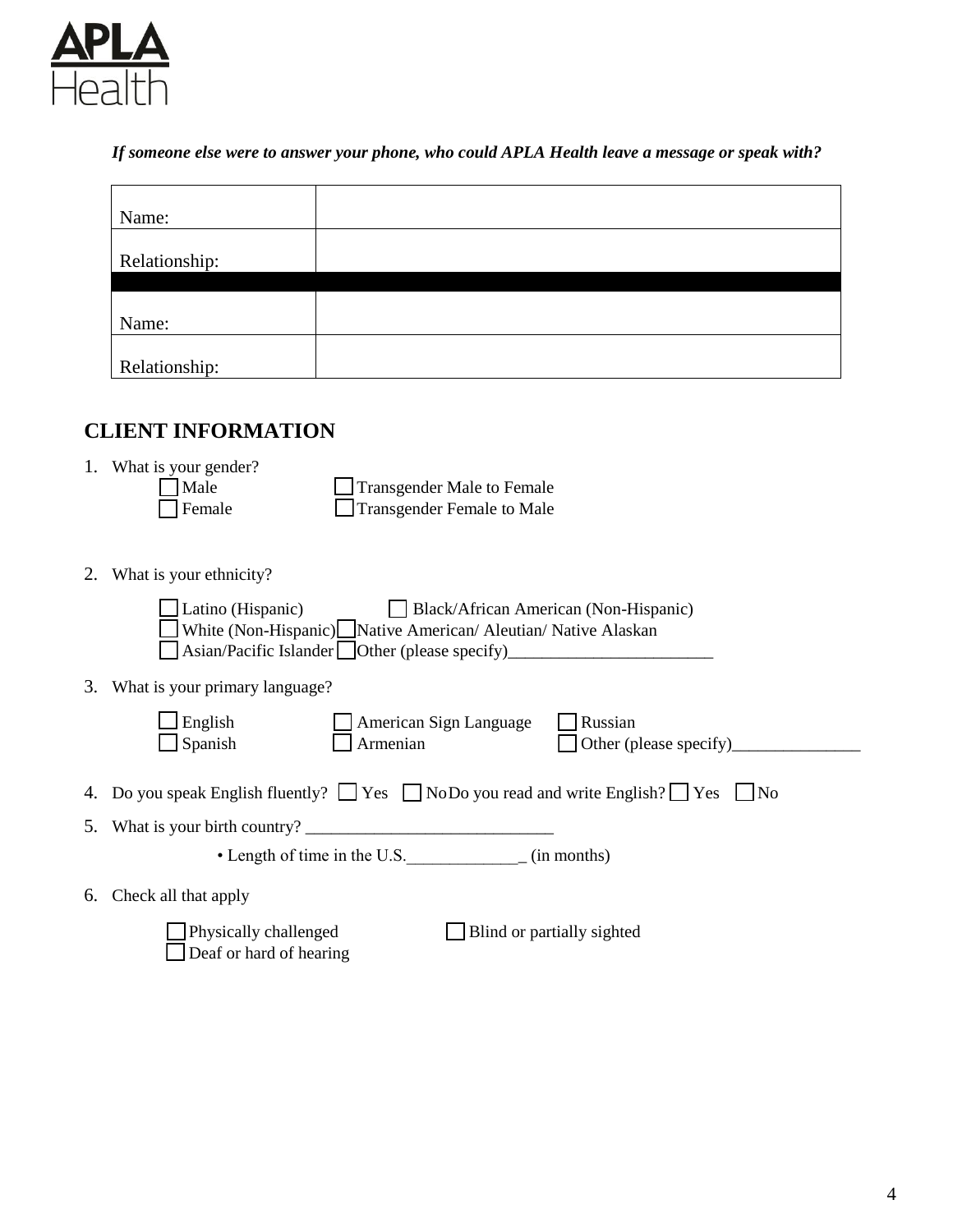APLA Health

*If someone else were to answer your phone, who could APLA Health leave a message or speak with?*

| | |
|---|---|
| Name: | |
| Relationship: | |
| | |
| Name: | |
| Relationship: | |

## CLIENT INFORMATION

1. What is your gender?
   - ☐ Male
   - ☐ Female
   - ☐ Transgender Male to Female
   - ☐ Transgender Female to Male

2. What is your ethnicity?
   - ☐ Latino (Hispanic)
   - ☐ Black/African American (Non-Hispanic)
   - ☐ White (Non-Hispanic)
   - ☐ Native American/ Aleutian/ Native Alaskan
   - ☐ Asian/Pacific Islander
   - ☐ Other (please specify)________________________

3. What is your primary language?
   - ☐ English
   - ☐ Spanish
   - ☐ American Sign Language
   - ☐ Armenian
   - ☐ Russian
   - ☐ Other (please specify)_______________

4. Do you speak English fluently? ☐ Yes ☐ No Do you read and write English? ☐ Yes ☐ No

5. What is your birth country? _____________________________
   - Length of time in the U.S._____________ _ (in months)

6. Check all that apply
   - ☐ Physically challenged
   - ☐ Deaf or hard of hearing
   - ☐ Blind or partially sighted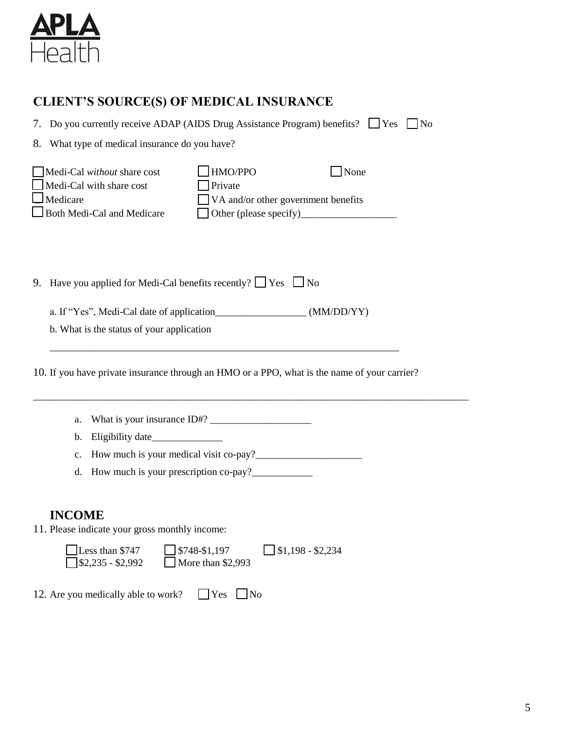# APLA Health

## CLIENT'S SOURCE(S) OF MEDICAL INSURANCE

7. Do you currently receive ADAP (AIDS Drug Assistance Program) benefits? ☐ Yes ☐ No

8. What type of medical insurance do you have?

| | | |
|---|---|---|
| ☐ Medi-Cal *without* share cost | ☐ HMO/PPO | ☐ None |
| ☐ Medi-Cal with share cost | ☐ Private | |
| ☐ Medicare | ☐ VA and/or other government benefits | |
| ☐ Both Medi-Cal and Medicare | ☐ Other (please specify)___________________ | |

9. Have you applied for Medi-Cal benefits recently? ☐ Yes ☐ No

   a. If "Yes", Medi-Cal date of application__________________ (MM/DD/YY)

   b. What is the status of your application

   ______________________________________________________________________

10. If you have private insurance through an HMO or a PPO, what is the name of your carrier?

______________________________________________________________________________________

   a. What is your insurance ID#? ____________________
   b. Eligibility date______________
   c. How much is your medical visit co-pay?_____________________
   d. How much is your prescription co-pay?____________

## INCOME

11. Please indicate your gross monthly income:

| | | |
|---|---|---|
| ☐ Less than $747 | ☐ $748-$1,197 | ☐ $1,198 - $2,234 |
| ☐ $2,235 - $2,992 | ☐ More than $2,993 | |

12. Are you medically able to work? ☐ Yes ☐ No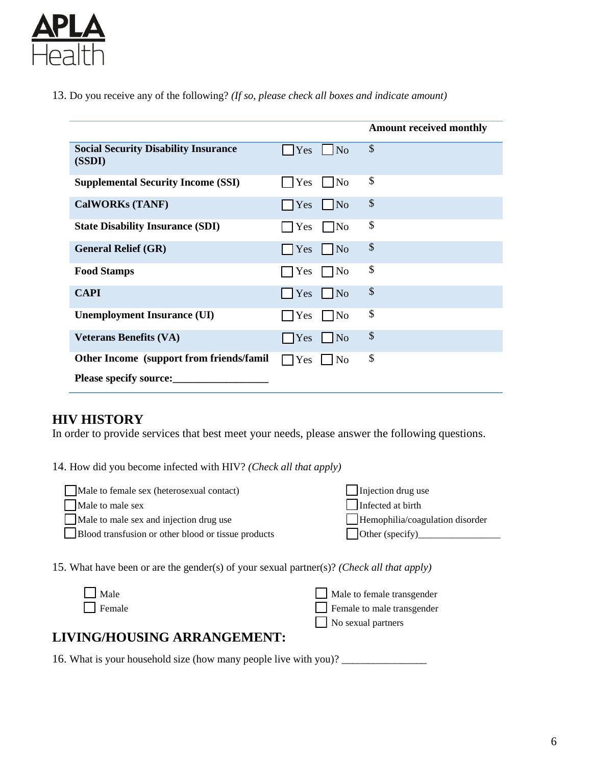13. Do you receive any of the following? *(If so, please check all boxes and indicate amount)*

| | | Amount received monthly |
|---|---|---|
| **Social Security Disability Insurance (SSDI)** | ☐ Yes ☐ No | $ |
| **Supplemental Security Income (SSI)** | ☐ Yes ☐ No | $ |
| **CalWORKs (TANF)** | ☐ Yes ☐ No | $ |
| **State Disability Insurance (SDI)** | ☐ Yes ☐ No | $ |
| **General Relief (GR)** | ☐ Yes ☐ No | $ |
| **Food Stamps** | ☐ Yes ☐ No | $ |
| **CAPI** | ☐ Yes ☐ No | $ |
| **Unemployment Insurance (UI)** | ☐ Yes ☐ No | $ |
| **Veterans Benefits (VA)** | ☐ Yes ☐ No | $ |
| **Other Income (support from friends/famil** **Please specify source:_________________** | ☐ Yes ☐ No | $ |

## HIV HISTORY

In order to provide services that best meet your needs, please answer the following questions.

14. How did you become infected with HIV? *(Check all that apply)*

- ☐ Male to female sex (heterosexual contact)
- ☐ Male to male sex
- ☐ Male to male sex and injection drug use
- ☐ Blood transfusion or other blood or tissue products
- ☐ Injection drug use
- ☐ Infected at birth
- ☐ Hemophilia/coagulation disorder
- ☐ Other (specify)_________________

15. What have been or are the gender(s) of your sexual partner(s)? *(Check all that apply)*

- ☐ Male
- ☐ Female
- ☐ Male to female transgender
- ☐ Female to male transgender
- ☐ No sexual partners

## LIVING/HOUSING ARRANGEMENT:

16. What is your household size (how many people live with you)? ________________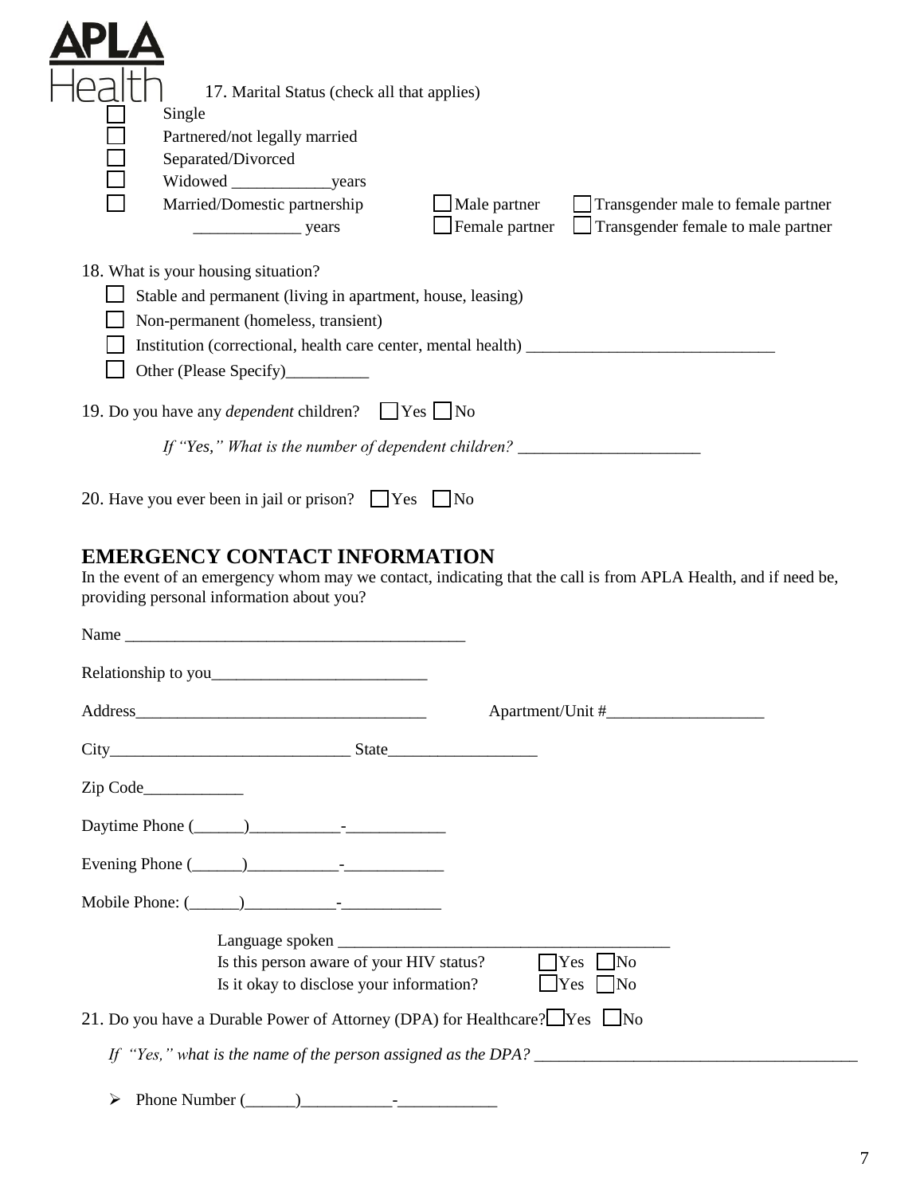APLA Health

17. Marital Status (check all that applies)

- ☐ Single
- ☐ Partnered/not legally married
- ☐ Separated/Divorced
- ☐ Widowed ____________years
- ☐ Married/Domestic partnership ☐ Male partner ☐ Transgender male to female partner
  _____________ years ☐ Female partner ☐ Transgender female to male partner

18. What is your housing situation?

- ☐ Stable and permanent (living in apartment, house, leasing)
- ☐ Non-permanent (homeless, transient)
- ☐ Institution (correctional, health care center, mental health) ______________________________
- ☐ Other (Please Specify)__________

19. Do you have any *dependent* children? ☐ Yes ☐ No

*If "Yes," What is the number of dependent children?* ______________________

20. Have you ever been in jail or prison? ☐ Yes ☐ No

## EMERGENCY CONTACT INFORMATION

In the event of an emergency whom may we contact, indicating that the call is from APLA Health, and if need be, providing personal information about you?

Name _________________________________________

Relationship to you__________________________

Address___________________________________ Apartment/Unit #___________________

City_____________________________ State__________________

Zip Code____________

Daytime Phone (______)___________-____________

Evening Phone (______)___________-____________

Mobile Phone: (______)___________-____________

Language spoken ________________________________________

Is this person aware of your HIV status? ☐ Yes ☐ No

Is it okay to disclose your information? ☐ Yes ☐ No

21. Do you have a Durable Power of Attorney (DPA) for Healthcare? ☐ Yes ☐ No

*If "Yes," what is the name of the person assigned as the DPA?* _______________________________________

- Phone Number (______)___________-____________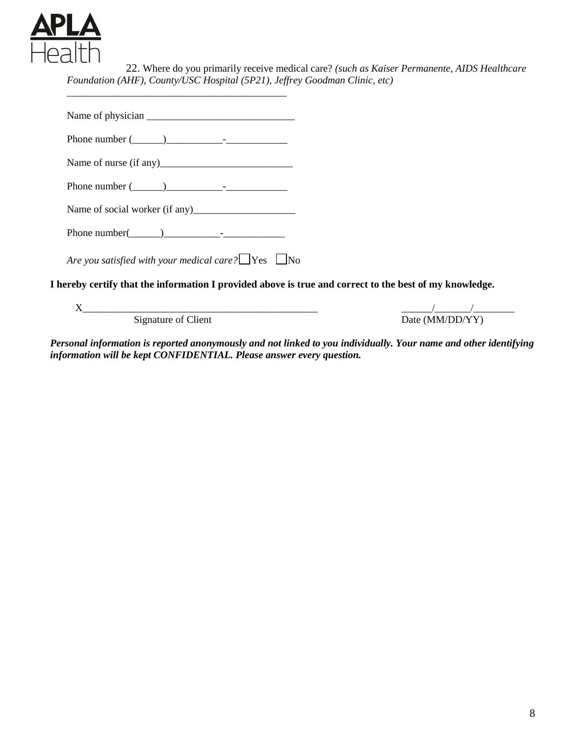**APLA Health**

22. Where do you primarily receive medical care? *(such as Kaiser Permanente, AIDS Healthcare Foundation (AHF), County/USC Hospital (5P21), Jeffrey Goodman Clinic, etc)*

_____________________________________________

Name of physician _____________________________

Phone number (______)___________-____________

Name of nurse (if any)__________________________

Phone number (______)___________-____________

Name of social worker (if any)____________________

Phone number(______)___________-____________

*Are you satisfied with your medical care?* ☐ Yes ☐ No

**I hereby certify that the information I provided above is true and correct to the best of my knowledge.**

X_______________________________________________ ______/_______/________

Signature of Client Date (MM/DD/YY)

***Personal information is reported anonymously and not linked to you individually. Your name and other identifying information will be kept CONFIDENTIAL. Please answer every question.***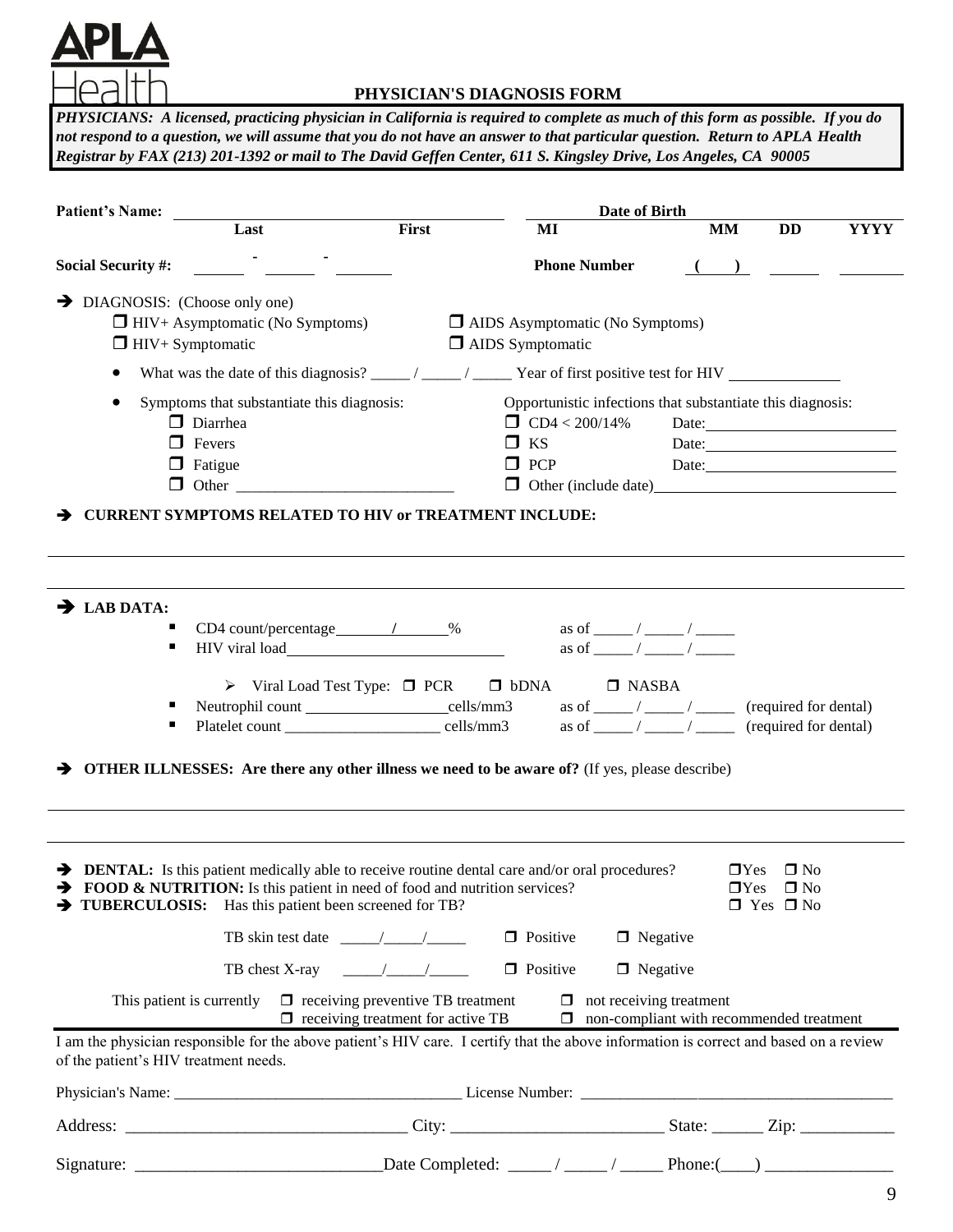APLA Health

# PHYSICIAN'S DIAGNOSIS FORM

***PHYSICIANS: A licensed, practicing physician in California is required to complete as much of this form as possible. If you do not respond to a question, we will assume that you do not have an answer to that particular question. Return to APLA Health Registrar by FAX (213) 201-1392 or mail to The David Geffen Center, 611 S. Kingsley Drive, Los Angeles, CA 90005***

**Patient's Name:** ______________________ ______________________ ______
**Last** **First** **MI**

**Date of Birth** ____ ____ ______
**MM** **DD** **YYYY**

**Social Security #:** ______ - ______ - ______

**Phone Number** ( ) ______ ______

➔ DIAGNOSIS: (Choose only one)

- ❒ HIV+ Asymptomatic (No Symptoms)
- ❒ AIDS Asymptomatic (No Symptoms)
- ❒ HIV+ Symptomatic
- ❒ AIDS Symptomatic

- What was the date of this diagnosis? _____ / _____ / _____ Year of first positive test for HIV ______________

- Symptoms that substantiate this diagnosis:
  - ❒ Diarrhea
  - ❒ Fevers
  - ❒ Fatigue
  - ❒ Other ____________________________

Opportunistic infections that substantiate this diagnosis:

- ❒ CD4 < 200/14% Date: ______________________
- ❒ KS Date: ______________________
- ❒ PCP Date: ______________________
- ❒ Other (include date) ______________________

➔ **CURRENT SYMPTOMS RELATED TO HIV or TREATMENT INCLUDE:**

_______________________________________________________________________________

_______________________________________________________________________________

➔ **LAB DATA:**

- CD4 count/percentage ______ / ______ % as of _____ / _____ / _____
- HIV viral load ____________________________ as of _____ / _____ / _____
  - ➢ Viral Load Test Type: ❒ PCR ❒ bDNA ❒ NASBA
- Neutrophil count __________________ cells/mm3 as of _____ / _____ / _____ (required for dental)
- Platelet count ____________________ cells/mm3 as of _____ / _____ / _____ (required for dental)

➔ **OTHER ILLNESSES: Are there any other illness we need to be aware of?** (If yes, please describe)

_______________________________________________________________________________

_______________________________________________________________________________

➔ **DENTAL:** Is this patient medically able to receive routine dental care and/or oral procedures? ❒Yes ❒ No

➔ **FOOD & NUTRITION:** Is this patient in need of food and nutrition services? ❒Yes ❒ No

➔ **TUBERCULOSIS:** Has this patient been screened for TB? ❒ Yes ❒ No

TB skin test date _____/_____/_____ ❒ Positive ❒ Negative

TB chest X-ray _____/_____/_____ ❒ Positive ❒ Negative

This patient is currently ❒ receiving preventive TB treatment ❒ not receiving treatment
❒ receiving treatment for active TB ❒ non-compliant with recommended treatment

I am the physician responsible for the above patient's HIV care. I certify that the above information is correct and based on a review of the patient's HIV treatment needs.

Physician's Name: ___________________________________ License Number: ______________________________________

Address: _________________________________ City: _________________________ State: ______ Zip: ___________

Signature: ____________________________ Date Completed: _____ / _____ / _____ Phone:(____) _______________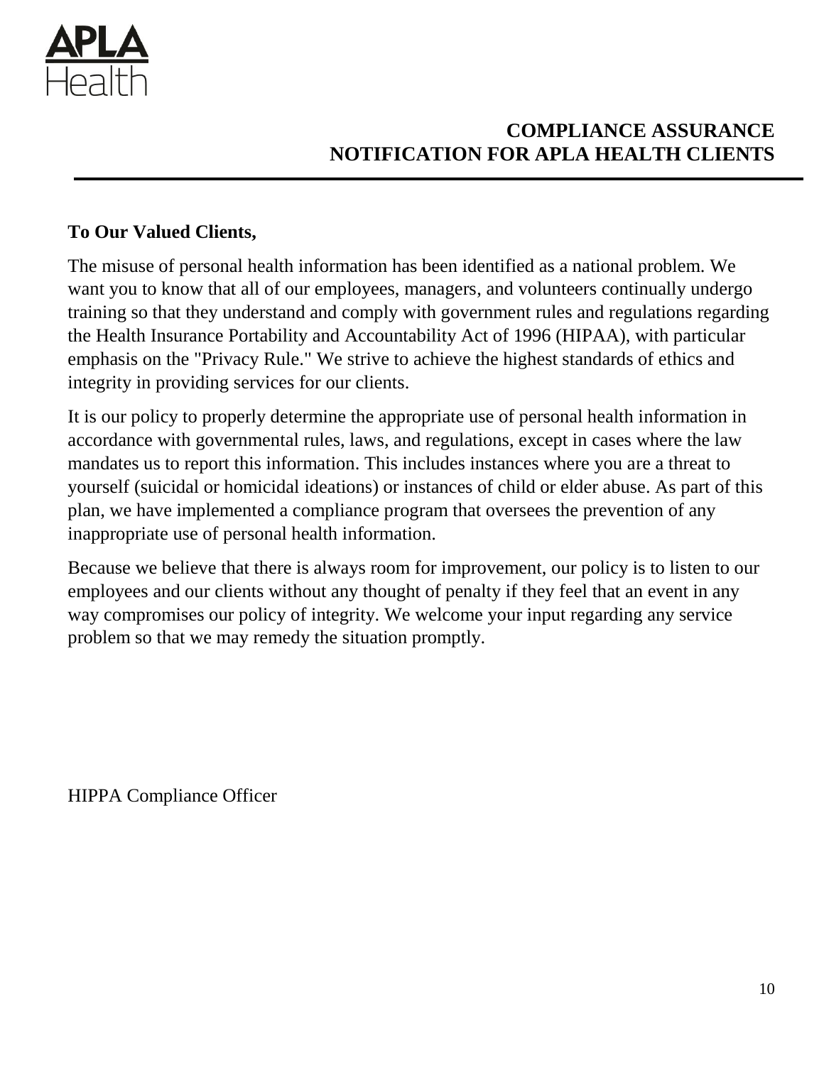APLA Health

# COMPLIANCE ASSURANCE NOTIFICATION FOR APLA HEALTH CLIENTS

**To Our Valued Clients,**

The misuse of personal health information has been identified as a national problem. We want you to know that all of our employees, managers, and volunteers continually undergo training so that they understand and comply with government rules and regulations regarding the Health Insurance Portability and Accountability Act of 1996 (HIPAA), with particular emphasis on the "Privacy Rule." We strive to achieve the highest standards of ethics and integrity in providing services for our clients.

It is our policy to properly determine the appropriate use of personal health information in accordance with governmental rules, laws, and regulations, except in cases where the law mandates us to report this information. This includes instances where you are a threat to yourself (suicidal or homicidal ideations) or instances of child or elder abuse. As part of this plan, we have implemented a compliance program that oversees the prevention of any inappropriate use of personal health information.

Because we believe that there is always room for improvement, our policy is to listen to our employees and our clients without any thought of penalty if they feel that an event in any way compromises our policy of integrity. We welcome your input regarding any service problem so that we may remedy the situation promptly.

HIPPA Compliance Officer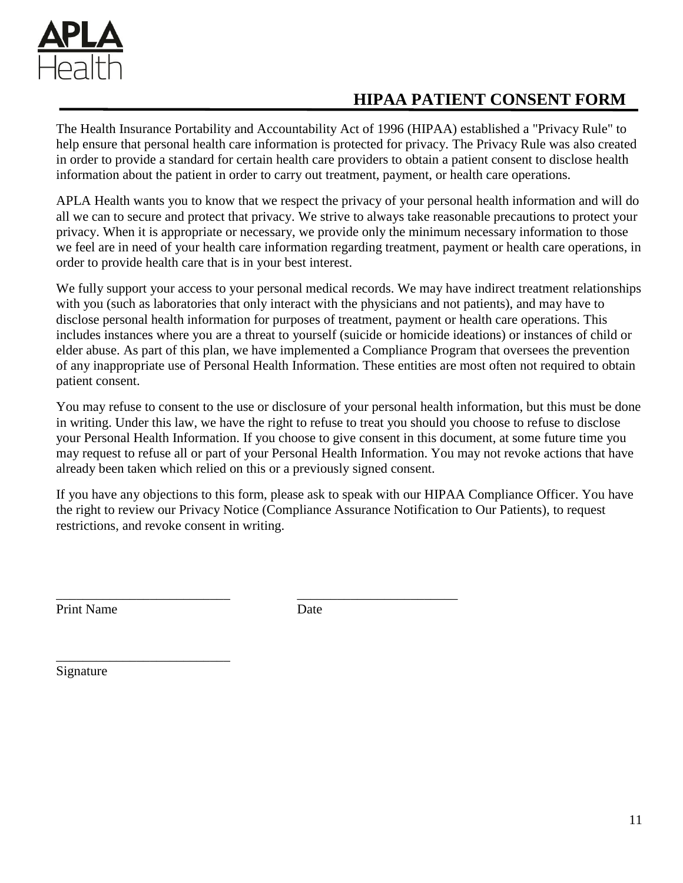APLA Health

# HIPAA PATIENT CONSENT FORM

The Health Insurance Portability and Accountability Act of 1996 (HIPAA) established a "Privacy Rule" to help ensure that personal health care information is protected for privacy. The Privacy Rule was also created in order to provide a standard for certain health care providers to obtain a patient consent to disclose health information about the patient in order to carry out treatment, payment, or health care operations.

APLA Health wants you to know that we respect the privacy of your personal health information and will do all we can to secure and protect that privacy. We strive to always take reasonable precautions to protect your privacy. When it is appropriate or necessary, we provide only the minimum necessary information to those we feel are in need of your health care information regarding treatment, payment or health care operations, in order to provide health care that is in your best interest.

We fully support your access to your personal medical records. We may have indirect treatment relationships with you (such as laboratories that only interact with the physicians and not patients), and may have to disclose personal health information for purposes of treatment, payment or health care operations. This includes instances where you are a threat to yourself (suicide or homicide ideations) or instances of child or elder abuse. As part of this plan, we have implemented a Compliance Program that oversees the prevention of any inappropriate use of Personal Health Information. These entities are most often not required to obtain patient consent.

You may refuse to consent to the use or disclosure of your personal health information, but this must be done in writing. Under this law, we have the right to refuse to treat you should you choose to refuse to disclose your Personal Health Information. If you choose to give consent in this document, at some future time you may request to refuse all or part of your Personal Health Information. You may not revoke actions that have already been taken which relied on this or a previously signed consent.

If you have any objections to this form, please ask to speak with our HIPAA Compliance Officer. You have the right to review our Privacy Notice (Compliance Assurance Notification to Our Patients), to request restrictions, and revoke consent in writing.

___________________________ ___________________________
Print Name Date

___________________________
Signature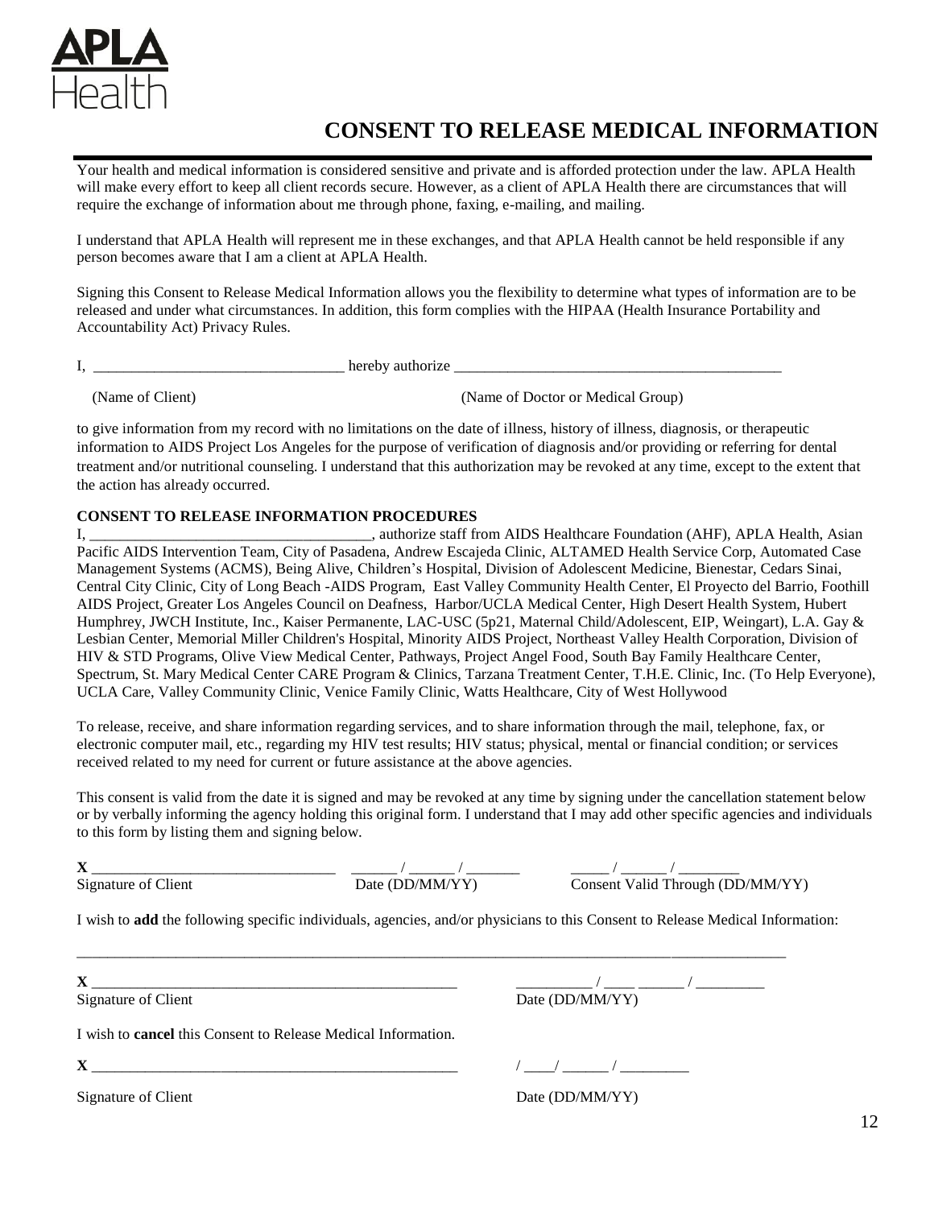APLA Health

# CONSENT TO RELEASE MEDICAL INFORMATION

Your health and medical information is considered sensitive and private and is afforded protection under the law. APLA Health will make every effort to keep all client records secure. However, as a client of APLA Health there are circumstances that will require the exchange of information about me through phone, faxing, e-mailing, and mailing.

I understand that APLA Health will represent me in these exchanges, and that APLA Health cannot be held responsible if any person becomes aware that I am a client at APLA Health.

Signing this Consent to Release Medical Information allows you the flexibility to determine what types of information are to be released and under what circumstances. In addition, this form complies with the HIPAA (Health Insurance Portability and Accountability Act) Privacy Rules.

I, ________________________________ hereby authorize ____________________________________________

(Name of Client) (Name of Doctor or Medical Group)

to give information from my record with no limitations on the date of illness, history of illness, diagnosis, or therapeutic information to AIDS Project Los Angeles for the purpose of verification of diagnosis and/or providing or referring for dental treatment and/or nutritional counseling. I understand that this authorization may be revoked at any time, except to the extent that the action has already occurred.

**CONSENT TO RELEASE INFORMATION PROCEDURES**

I, _____________________________________, authorize staff from AIDS Healthcare Foundation (AHF), APLA Health, Asian Pacific AIDS Intervention Team, City of Pasadena, Andrew Escajeda Clinic, ALTAMED Health Service Corp, Automated Case Management Systems (ACMS), Being Alive, Children's Hospital, Division of Adolescent Medicine, Bienestar, Cedars Sinai, Central City Clinic, City of Long Beach -AIDS Program, East Valley Community Health Center, El Proyecto del Barrio, Foothill AIDS Project, Greater Los Angeles Council on Deafness, Harbor/UCLA Medical Center, High Desert Health System, Hubert Humphrey, JWCH Institute, Inc., Kaiser Permanente, LAC-USC (5p21, Maternal Child/Adolescent, EIP, Weingart), L.A. Gay & Lesbian Center, Memorial Miller Children's Hospital, Minority AIDS Project, Northeast Valley Health Corporation, Division of HIV & STD Programs, Olive View Medical Center, Pathways, Project Angel Food, South Bay Family Healthcare Center, Spectrum, St. Mary Medical Center CARE Program & Clinics, Tarzana Treatment Center, T.H.E. Clinic, Inc. (To Help Everyone), UCLA Care, Valley Community Clinic, Venice Family Clinic, Watts Healthcare, City of West Hollywood

To release, receive, and share information regarding services, and to share information through the mail, telephone, fax, or electronic computer mail, etc., regarding my HIV test results; HIV status; physical, mental or financial condition; or services received related to my need for current or future assistance at the above agencies.

This consent is valid from the date it is signed and may be revoked at any time by signing under the cancellation statement below or by verbally informing the agency holding this original form. I understand that I may add other specific agencies and individuals to this form by listing them and signing below.

**X** ________________________________ ______ / ______ / _______ _____ / ______ / ________

Signature of Client Date (DD/MM/YY) Consent Valid Through (DD/MM/YY)

I wish to **add** the following specific individuals, agencies, and/or physicians to this Consent to Release Medical Information:

______________________________________________________________________________________________

**X** _________________________________________________ __________ / ____ ______ / _________

Signature of Client Date (DD/MM/YY)

I wish to **cancel** this Consent to Release Medical Information.

**X** _________________________________________________ / ____/ ______ / _________

Signature of Client Date (DD/MM/YY)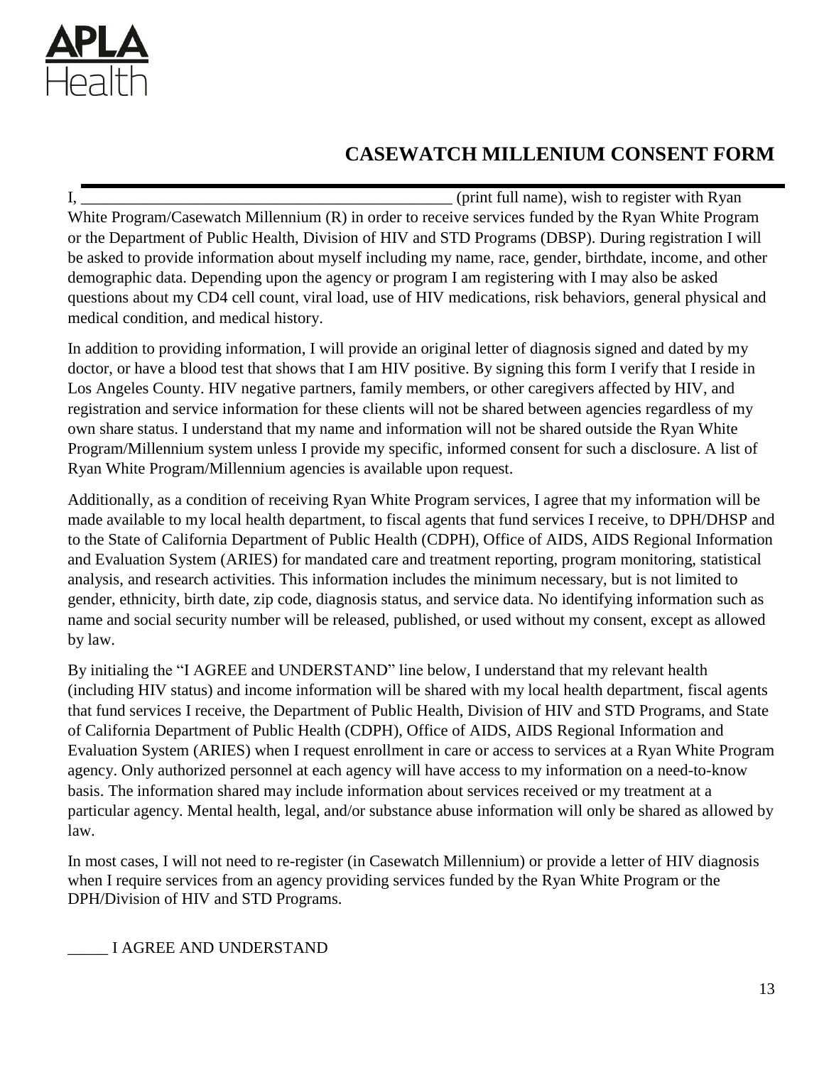APLA Health

# CASEWATCH MILLENIUM CONSENT FORM

I, _______________________________________________ (print full name), wish to register with Ryan White Program/Casewatch Millennium (R) in order to receive services funded by the Ryan White Program or the Department of Public Health, Division of HIV and STD Programs (DBSP). During registration I will be asked to provide information about myself including my name, race, gender, birthdate, income, and other demographic data. Depending upon the agency or program I am registering with I may also be asked questions about my CD4 cell count, viral load, use of HIV medications, risk behaviors, general physical and medical condition, and medical history.

In addition to providing information, I will provide an original letter of diagnosis signed and dated by my doctor, or have a blood test that shows that I am HIV positive. By signing this form I verify that I reside in Los Angeles County. HIV negative partners, family members, or other caregivers affected by HIV, and registration and service information for these clients will not be shared between agencies regardless of my own share status. I understand that my name and information will not be shared outside the Ryan White Program/Millennium system unless I provide my specific, informed consent for such a disclosure. A list of Ryan White Program/Millennium agencies is available upon request.

Additionally, as a condition of receiving Ryan White Program services, I agree that my information will be made available to my local health department, to fiscal agents that fund services I receive, to DPH/DHSP and to the State of California Department of Public Health (CDPH), Office of AIDS, AIDS Regional Information and Evaluation System (ARIES) for mandated care and treatment reporting, program monitoring, statistical analysis, and research activities. This information includes the minimum necessary, but is not limited to gender, ethnicity, birth date, zip code, diagnosis status, and service data. No identifying information such as name and social security number will be released, published, or used without my consent, except as allowed by law.

By initialing the "I AGREE and UNDERSTAND" line below, I understand that my relevant health (including HIV status) and income information will be shared with my local health department, fiscal agents that fund services I receive, the Department of Public Health, Division of HIV and STD Programs, and State of California Department of Public Health (CDPH), Office of AIDS, AIDS Regional Information and Evaluation System (ARIES) when I request enrollment in care or access to services at a Ryan White Program agency. Only authorized personnel at each agency will have access to my information on a need-to-know basis. The information shared may include information about services received or my treatment at a particular agency. Mental health, legal, and/or substance abuse information will only be shared as allowed by law.

In most cases, I will not need to re-register (in Casewatch Millennium) or provide a letter of HIV diagnosis when I require services from an agency providing services funded by the Ryan White Program or the DPH/Division of HIV and STD Programs.

_____ I AGREE AND UNDERSTAND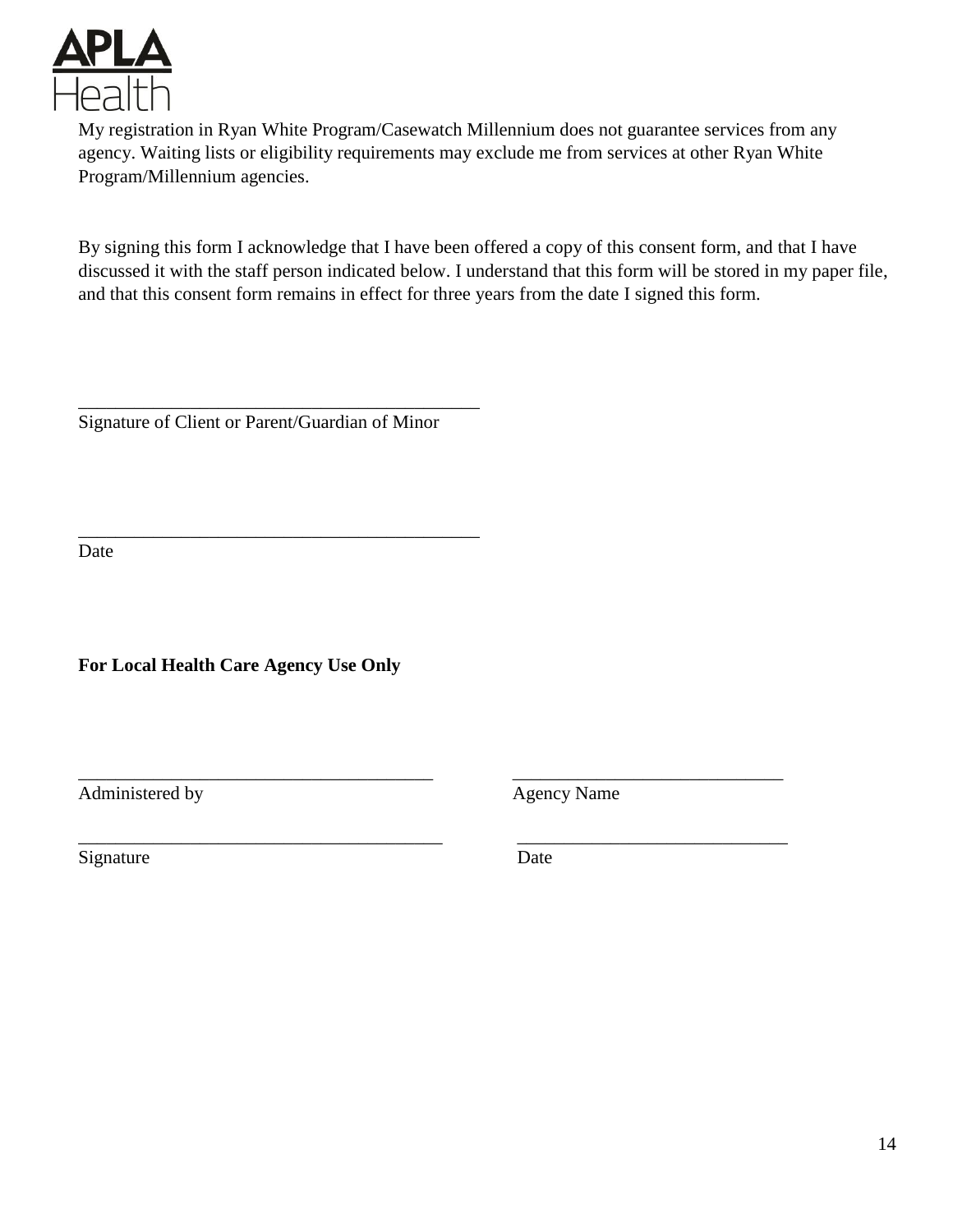My registration in Ryan White Program/Casewatch Millennium does not guarantee services from any agency. Waiting lists or eligibility requirements may exclude me from services at other Ryan White Program/Millennium agencies.

By signing this form I acknowledge that I have been offered a copy of this consent form, and that I have discussed it with the staff person indicated below. I understand that this form will be stored in my paper file, and that this consent form remains in effect for three years from the date I signed this form.

_____________________________________________
Signature of Client or Parent/Guardian of Minor

_____________________________________________
Date

**For Local Health Care Agency Use Only**

_______________________________________ _____________________________
Administered by Agency Name

________________________________________ _____________________________
Signature Date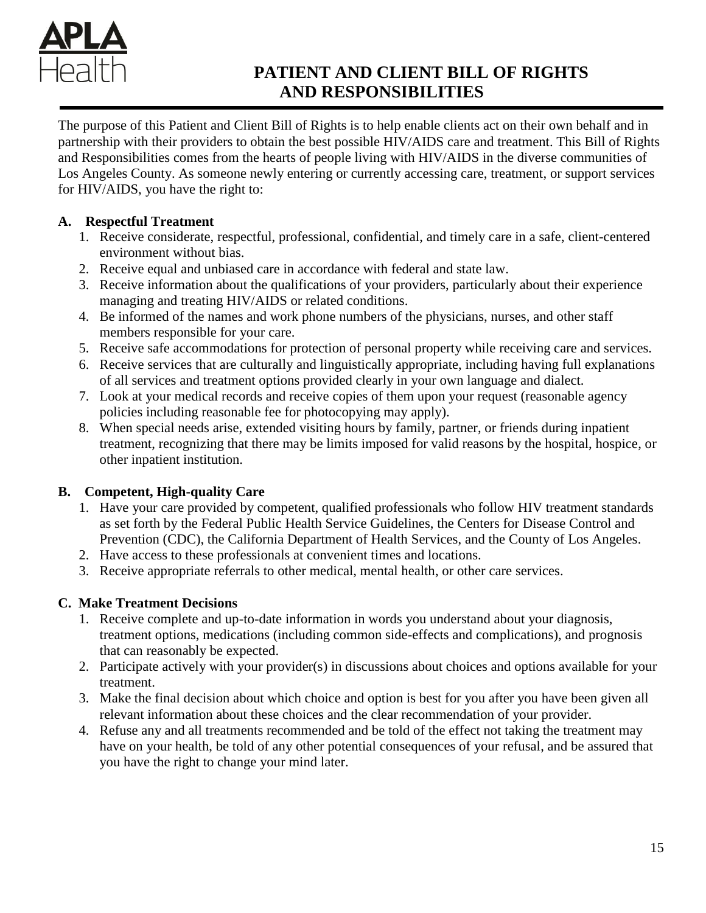APLA Health

# PATIENT AND CLIENT BILL OF RIGHTS AND RESPONSIBILITIES

The purpose of this Patient and Client Bill of Rights is to help enable clients act on their own behalf and in partnership with their providers to obtain the best possible HIV/AIDS care and treatment. This Bill of Rights and Responsibilities comes from the hearts of people living with HIV/AIDS in the diverse communities of Los Angeles County. As someone newly entering or currently accessing care, treatment, or support services for HIV/AIDS, you have the right to:

**A. Respectful Treatment**

1. Receive considerate, respectful, professional, confidential, and timely care in a safe, client-centered environment without bias.
2. Receive equal and unbiased care in accordance with federal and state law.
3. Receive information about the qualifications of your providers, particularly about their experience managing and treating HIV/AIDS or related conditions.
4. Be informed of the names and work phone numbers of the physicians, nurses, and other staff members responsible for your care.
5. Receive safe accommodations for protection of personal property while receiving care and services.
6. Receive services that are culturally and linguistically appropriate, including having full explanations of all services and treatment options provided clearly in your own language and dialect.
7. Look at your medical records and receive copies of them upon your request (reasonable agency policies including reasonable fee for photocopying may apply).
8. When special needs arise, extended visiting hours by family, partner, or friends during inpatient treatment, recognizing that there may be limits imposed for valid reasons by the hospital, hospice, or other inpatient institution.

**B. Competent, High-quality Care**

1. Have your care provided by competent, qualified professionals who follow HIV treatment standards as set forth by the Federal Public Health Service Guidelines, the Centers for Disease Control and Prevention (CDC), the California Department of Health Services, and the County of Los Angeles.
2. Have access to these professionals at convenient times and locations.
3. Receive appropriate referrals to other medical, mental health, or other care services.

**C. Make Treatment Decisions**

1. Receive complete and up-to-date information in words you understand about your diagnosis, treatment options, medications (including common side-effects and complications), and prognosis that can reasonably be expected.
2. Participate actively with your provider(s) in discussions about choices and options available for your treatment.
3. Make the final decision about which choice and option is best for you after you have been given all relevant information about these choices and the clear recommendation of your provider.
4. Refuse any and all treatments recommended and be told of the effect not taking the treatment may have on your health, be told of any other potential consequences of your refusal, and be assured that you have the right to change your mind later.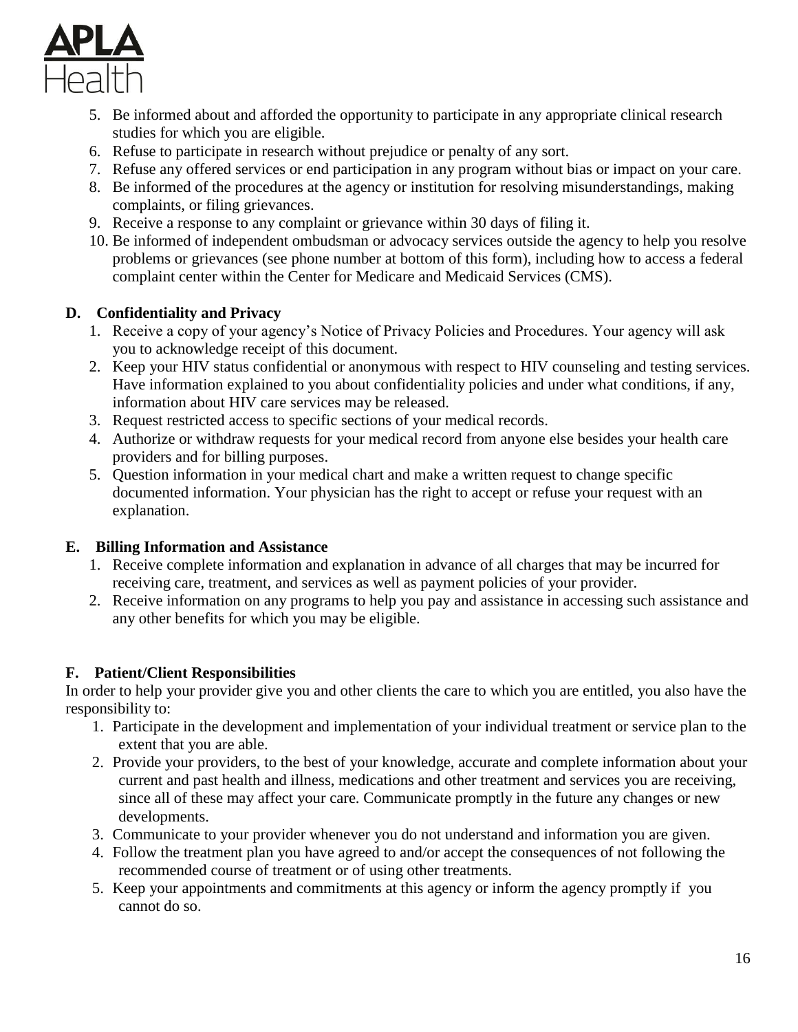5. Be informed about and afforded the opportunity to participate in any appropriate clinical research studies for which you are eligible.
6. Refuse to participate in research without prejudice or penalty of any sort.
7. Refuse any offered services or end participation in any program without bias or impact on your care.
8. Be informed of the procedures at the agency or institution for resolving misunderstandings, making complaints, or filing grievances.
9. Receive a response to any complaint or grievance within 30 days of filing it.
10. Be informed of independent ombudsman or advocacy services outside the agency to help you resolve problems or grievances (see phone number at bottom of this form), including how to access a federal complaint center within the Center for Medicare and Medicaid Services (CMS).

### D. Confidentiality and Privacy

1. Receive a copy of your agency's Notice of Privacy Policies and Procedures. Your agency will ask you to acknowledge receipt of this document.
2. Keep your HIV status confidential or anonymous with respect to HIV counseling and testing services. Have information explained to you about confidentiality policies and under what conditions, if any, information about HIV care services may be released.
3. Request restricted access to specific sections of your medical records.
4. Authorize or withdraw requests for your medical record from anyone else besides your health care providers and for billing purposes.
5. Question information in your medical chart and make a written request to change specific documented information. Your physician has the right to accept or refuse your request with an explanation.

### E. Billing Information and Assistance

1. Receive complete information and explanation in advance of all charges that may be incurred for receiving care, treatment, and services as well as payment policies of your provider.
2. Receive information on any programs to help you pay and assistance in accessing such assistance and any other benefits for which you may be eligible.

### F. Patient/Client Responsibilities

In order to help your provider give you and other clients the care to which you are entitled, you also have the responsibility to:

1. Participate in the development and implementation of your individual treatment or service plan to the extent that you are able.
2. Provide your providers, to the best of your knowledge, accurate and complete information about your current and past health and illness, medications and other treatment and services you are receiving, since all of these may affect your care. Communicate promptly in the future any changes or new developments.
3. Communicate to your provider whenever you do not understand and information you are given.
4. Follow the treatment plan you have agreed to and/or accept the consequences of not following the recommended course of treatment or of using other treatments.
5. Keep your appointments and commitments at this agency or inform the agency promptly if you cannot do so.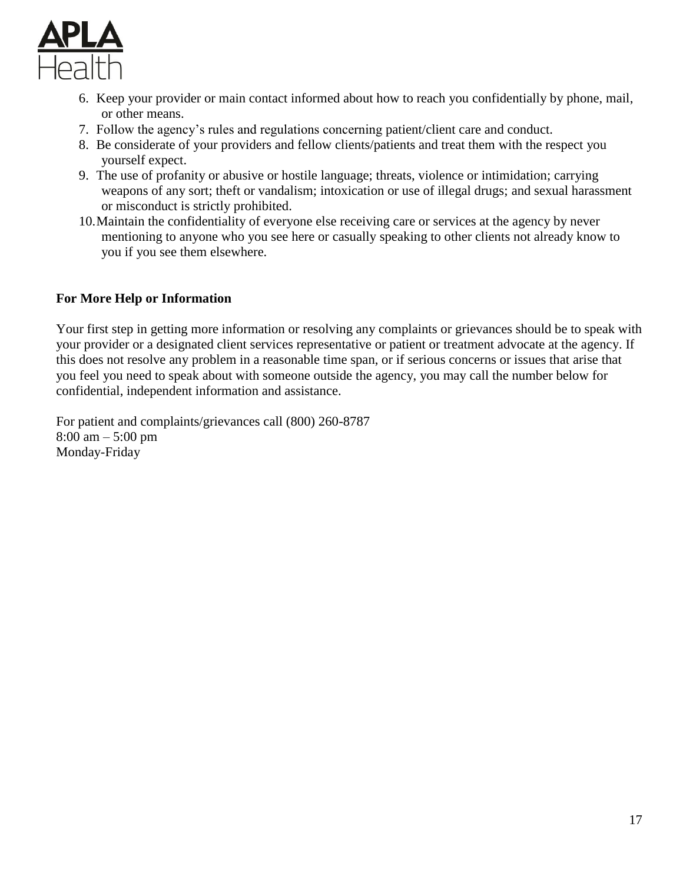6. Keep your provider or main contact informed about how to reach you confidentially by phone, mail, or other means.
7. Follow the agency's rules and regulations concerning patient/client care and conduct.
8. Be considerate of your providers and fellow clients/patients and treat them with the respect you yourself expect.
9. The use of profanity or abusive or hostile language; threats, violence or intimidation; carrying weapons of any sort; theft or vandalism; intoxication or use of illegal drugs; and sexual harassment or misconduct is strictly prohibited.
10. Maintain the confidentiality of everyone else receiving care or services at the agency by never mentioning to anyone who you see here or casually speaking to other clients not already know to you if you see them elsewhere.

**For More Help or Information**

Your first step in getting more information or resolving any complaints or grievances should be to speak with your provider or a designated client services representative or patient or treatment advocate at the agency. If this does not resolve any problem in a reasonable time span, or if serious concerns or issues that arise that you feel you need to speak about with someone outside the agency, you may call the number below for confidential, independent information and assistance.

For patient and complaints/grievances call (800) 260-8787
8:00 am – 5:00 pm
Monday-Friday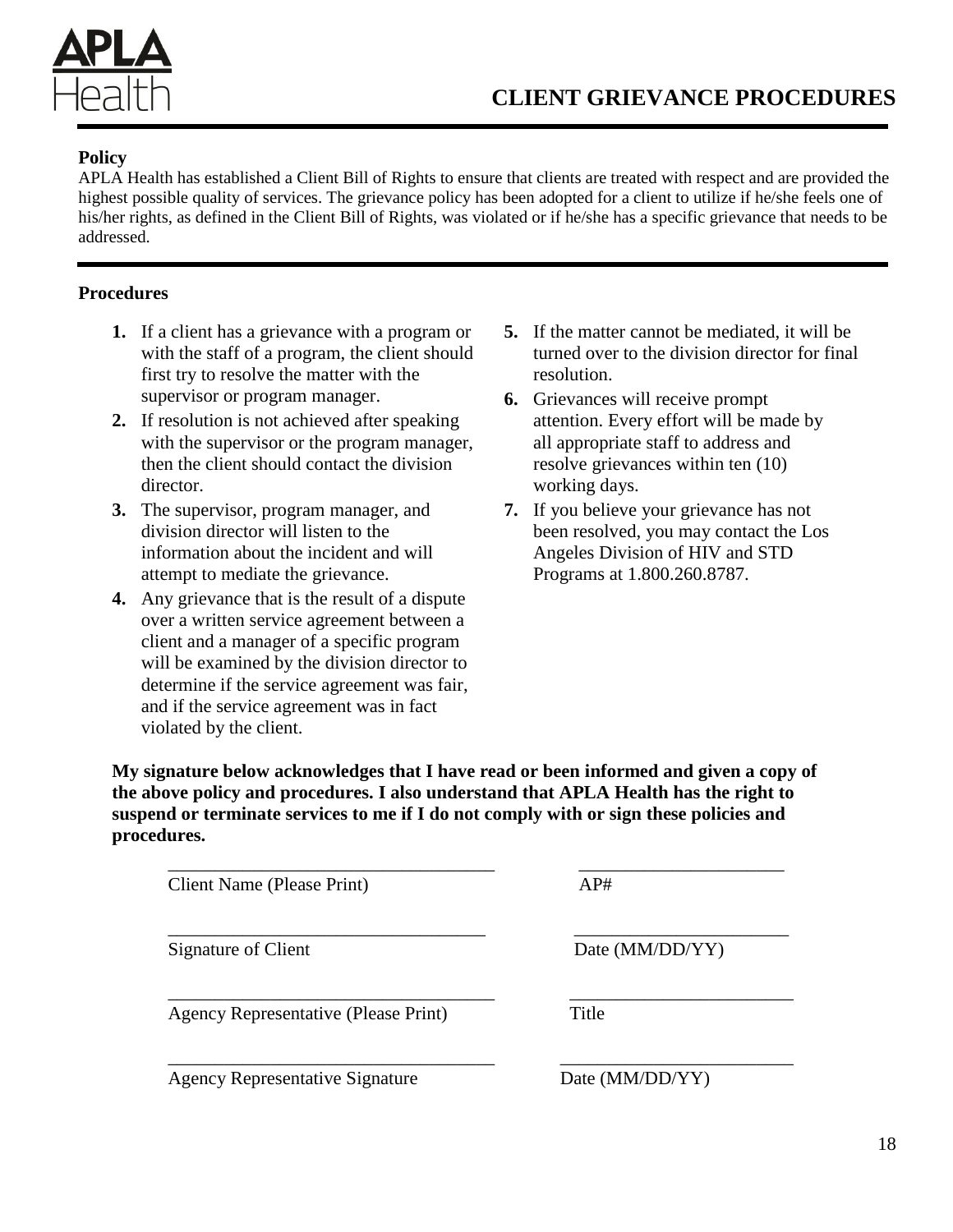# CLIENT GRIEVANCE PROCEDURES

**Policy**

APLA Health has established a Client Bill of Rights to ensure that clients are treated with respect and are provided the highest possible quality of services. The grievance policy has been adopted for a client to utilize if he/she feels one of his/her rights, as defined in the Client Bill of Rights, was violated or if he/she has a specific grievance that needs to be addressed.

**Procedures**

1. If a client has a grievance with a program or with the staff of a program, the client should first try to resolve the matter with the supervisor or program manager.
2. If resolution is not achieved after speaking with the supervisor or the program manager, then the client should contact the division director.
3. The supervisor, program manager, and division director will listen to the information about the incident and will attempt to mediate the grievance.
4. Any grievance that is the result of a dispute over a written service agreement between a client and a manager of a specific program will be examined by the division director to determine if the service agreement was fair, and if the service agreement was in fact violated by the client.
5. If the matter cannot be mediated, it will be turned over to the division director for final resolution.
6. Grievances will receive prompt attention. Every effort will be made by all appropriate staff to address and resolve grievances within ten (10) working days.
7. If you believe your grievance has not been resolved, you may contact the Los Angeles Division of HIV and STD Programs at 1.800.260.8787.

**My signature below acknowledges that I have read or been informed and given a copy of the above policy and procedures. I also understand that APLA Health has the right to suspend or terminate services to me if I do not comply with or sign these policies and procedures.**

| | |
|---|---|
| ___________________________________ | ______________________ |
| Client Name (Please Print) | AP# |
| ___________________________________ | ______________________ |
| Signature of Client | Date (MM/DD/YY) |
| ___________________________________ | ______________________ |
| Agency Representative (Please Print) | Title |
| ___________________________________ | ______________________ |
| Agency Representative Signature | Date (MM/DD/YY) |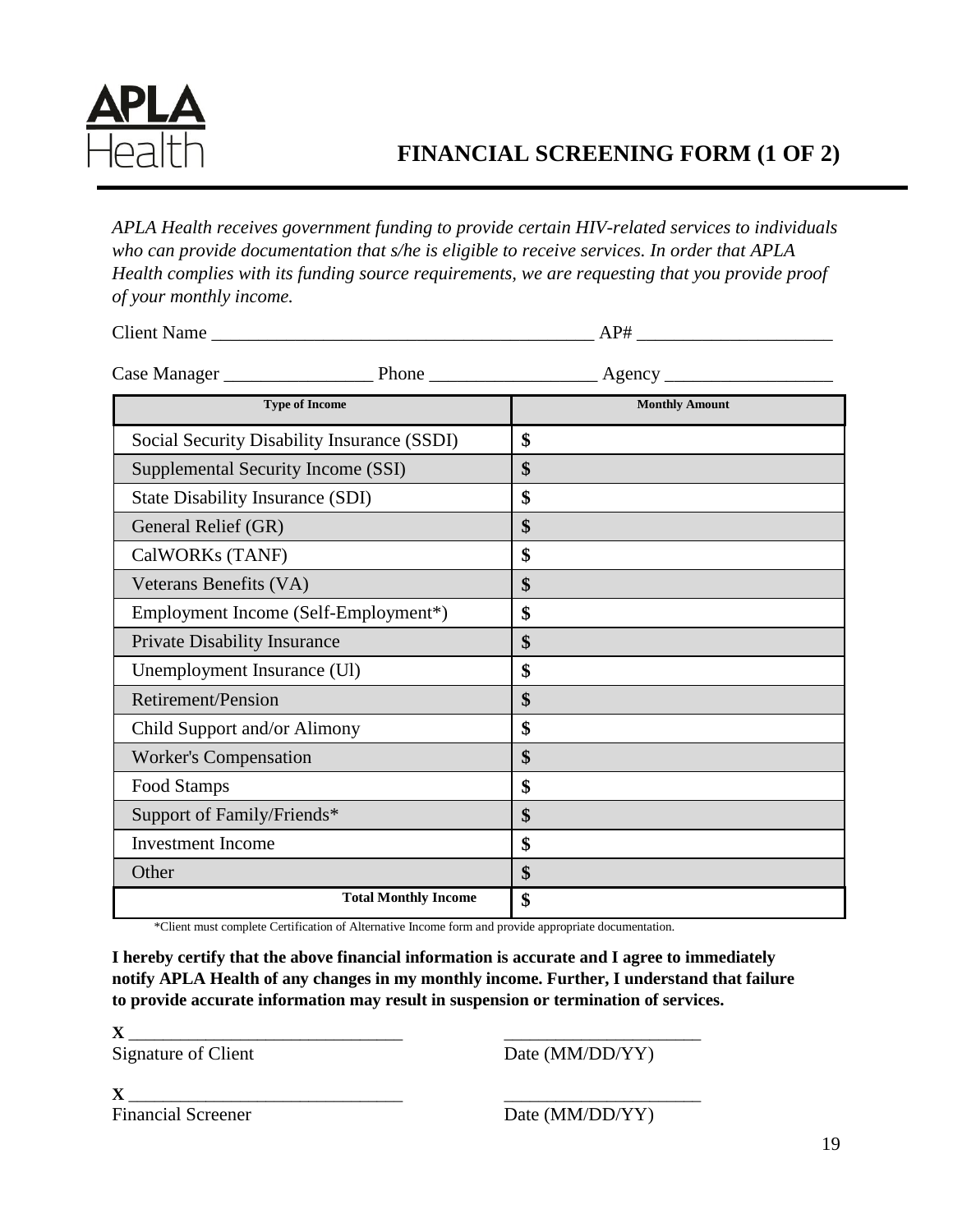APLA Health

# FINANCIAL SCREENING FORM (1 OF 2)

*APLA Health receives government funding to provide certain HIV-related services to individuals who can provide documentation that s/he is eligible to receive services. In order that APLA Health complies with its funding source requirements, we are requesting that you provide proof of your monthly income.*

Client Name ________________________________________ AP# ____________________

Case Manager ________________ Phone _________________ Agency _________________

| Type of Income | Monthly Amount |
|---|---|
| Social Security Disability Insurance (SSDI) | $ |
| Supplemental Security Income (SSI) | $ |
| State Disability Insurance (SDI) | $ |
| General Relief (GR) | $ |
| CalWORKs (TANF) | $ |
| Veterans Benefits (VA) | $ |
| Employment Income (Self-Employment*) | $ |
| Private Disability Insurance | $ |
| Unemployment Insurance (Ul) | $ |
| Retirement/Pension | $ |
| Child Support and/or Alimony | $ |
| Worker's Compensation | $ |
| Food Stamps | $ |
| Support of Family/Friends* | $ |
| Investment Income | $ |
| Other | $ |
| **Total Monthly Income** | $ |

*Client must complete Certification of Alternative Income form and provide appropriate documentation.

**I hereby certify that the above financial information is accurate and I agree to immediately notify APLA Health of any changes in my monthly income. Further, I understand that failure to provide accurate information may result in suspension or termination of services.**

**X** ______________________________ _____________________

Signature of Client Date (MM/DD/YY)

**X** ______________________________ _____________________

Financial Screener Date (MM/DD/YY)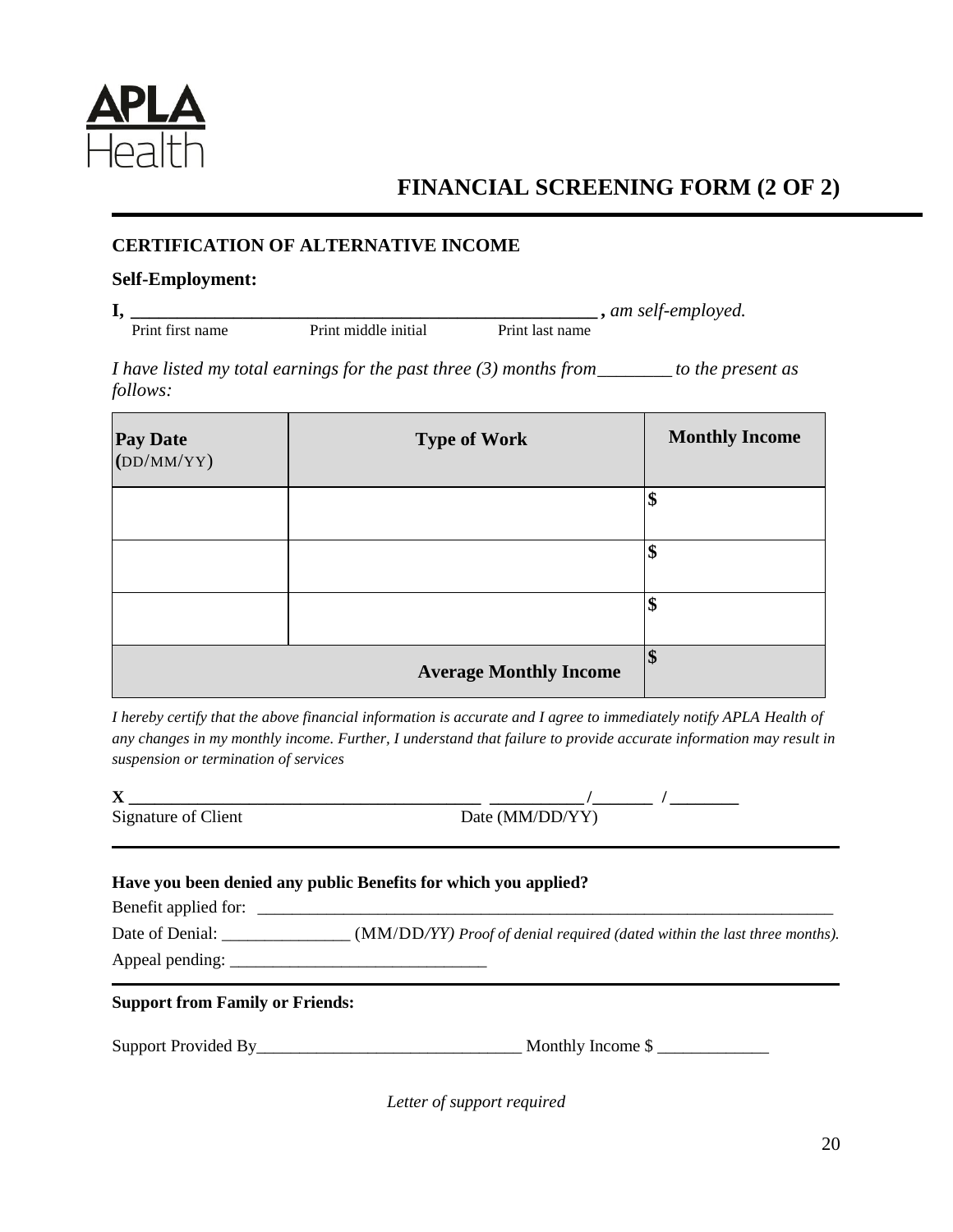APLA Health

# FINANCIAL SCREENING FORM (2 OF 2)

**CERTIFICATION OF ALTERNATIVE INCOME**

**Self-Employment:**

**I, ___________________________________________________ ,** *am self-employed.*

Print first name  Print middle initial  Print last name

*I have listed my total earnings for the past three (3) months from________ to the present as follows:*

| **Pay Date** (DD/MM/YY) | **Type of Work** | **Monthly Income** |
|---|---|---|
| | | **$** |
| | | **$** |
| | | **$** |
| | **Average Monthly Income** | **$** |

*I hereby certify that the above financial information is accurate and I agree to immediately notify APLA Health of any changes in my monthly income. Further, I understand that failure to provide accurate information may result in suspension or termination of services*

**X ________________________________________ __________/_______ /________**

Signature of Client  Date (MM/DD/YY)

---

**Have you been denied any public Benefits for which you applied?**

Benefit applied for: ______________________________________________________________________

Date of Denial: _______________ (MM/DD*/YY) Proof of denial required (dated within the last three months).*

Appeal pending: ______________________________

---

**Support from Family or Friends:**

Support Provided By_______________________________ Monthly Income $ _____________

*Letter of support required*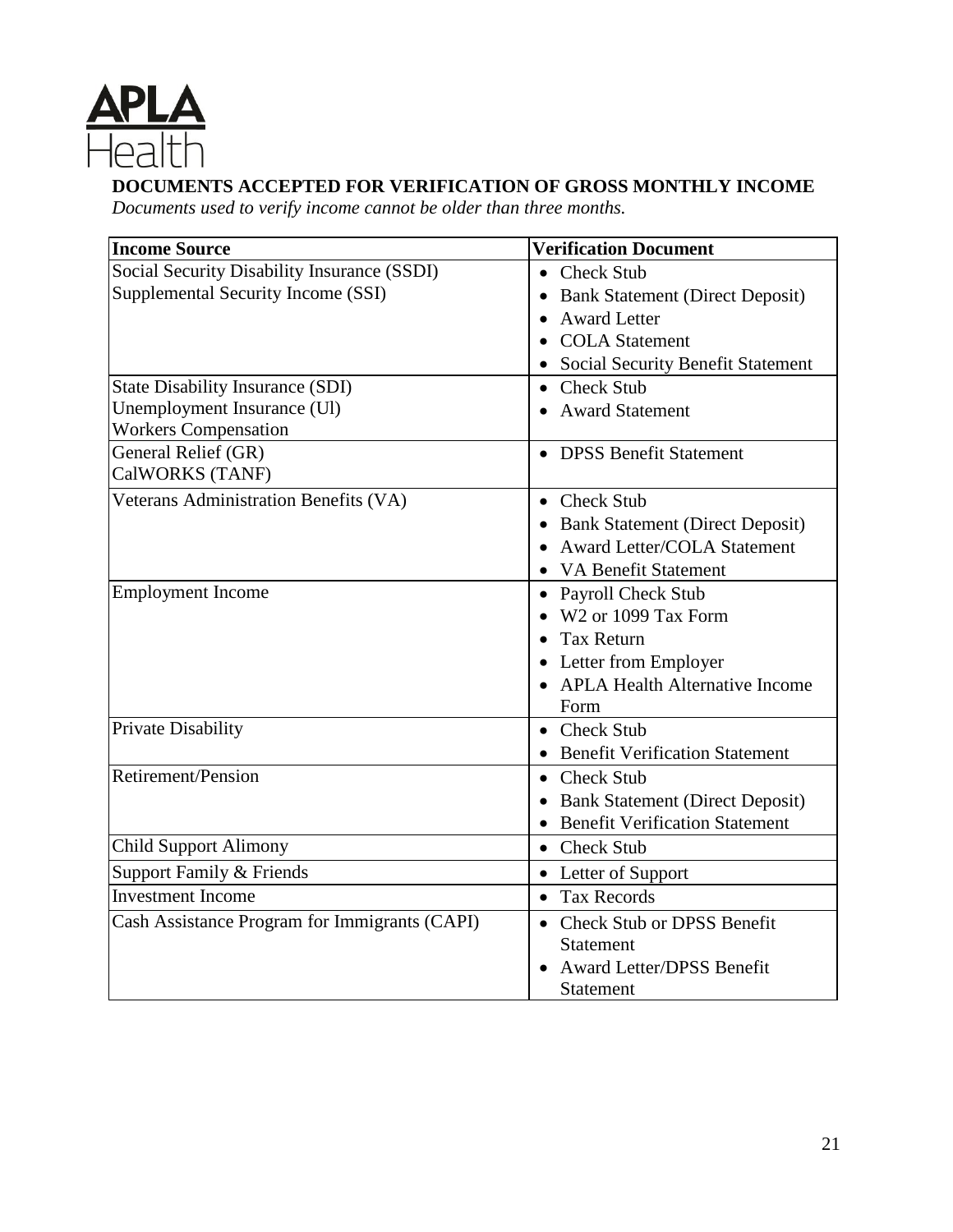APLA Health

**DOCUMENTS ACCEPTED FOR VERIFICATION OF GROSS MONTHLY INCOME**

*Documents used to verify income cannot be older than three months.*

| Income Source | Verification Document |
|---|---|
| Social Security Disability Insurance (SSDI)<br>Supplemental Security Income (SSI) | • Check Stub<br>• Bank Statement (Direct Deposit)<br>• Award Letter<br>• COLA Statement<br>• Social Security Benefit Statement |
| State Disability Insurance (SDI)<br>Unemployment Insurance (Ul)<br>Workers Compensation | • Check Stub<br>• Award Statement |
| General Relief (GR)<br>CalWORKS (TANF) | • DPSS Benefit Statement |
| Veterans Administration Benefits (VA) | • Check Stub<br>• Bank Statement (Direct Deposit)<br>• Award Letter/COLA Statement<br>• VA Benefit Statement |
| Employment Income | • Payroll Check Stub<br>• W2 or 1099 Tax Form<br>• Tax Return<br>• Letter from Employer<br>• APLA Health Alternative Income Form |
| Private Disability | • Check Stub<br>• Benefit Verification Statement |
| Retirement/Pension | • Check Stub<br>• Bank Statement (Direct Deposit)<br>• Benefit Verification Statement |
| Child Support Alimony | • Check Stub |
| Support Family & Friends | • Letter of Support |
| Investment Income | • Tax Records |
| Cash Assistance Program for Immigrants (CAPI) | • Check Stub or DPSS Benefit Statement<br>• Award Letter/DPSS Benefit Statement |